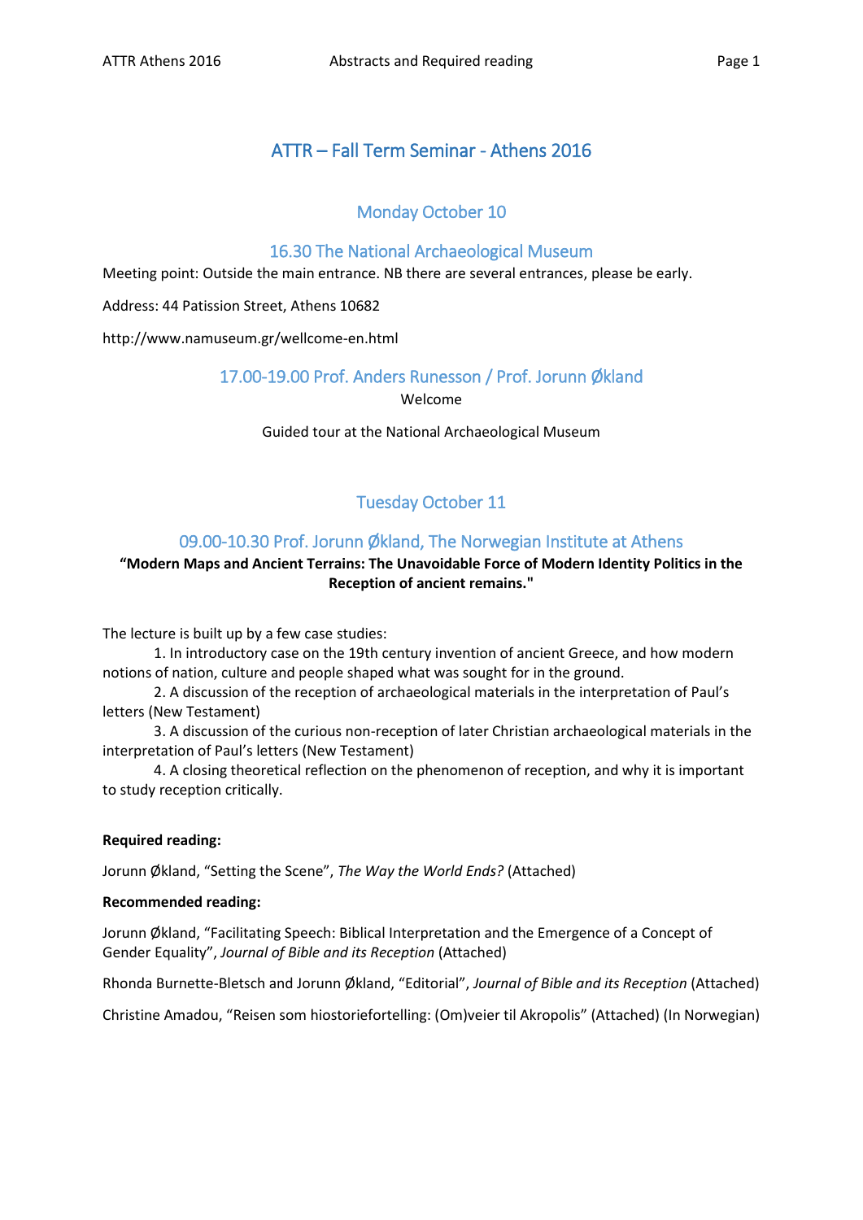# ATTR – Fall Term Seminar - Athens 2016

## Monday October 10

### 16.30 The National Archaeological Museum

Meeting point: Outside the main entrance. NB there are several entrances, please be early.

Address: 44 Patission Street, Athens 10682

http://www.namuseum.gr/wellcome-en.html

### 17.00-19.00 Prof. Anders Runesson / Prof. Jorunn Økland

Welcome

Guided tour at the National Archaeological Museum

## Tuesday October 11

### 09.00-10.30 Prof. Jorunn Økland, The Norwegian Institute at Athens

**"Modern Maps and Ancient Terrains: The Unavoidable Force of Modern Identity Politics in the Reception of ancient remains."**

The lecture is built up by a few case studies:

1. In introductory case on the 19th century invention of ancient Greece, and how modern notions of nation, culture and people shaped what was sought for in the ground.
2. A discussion of the reception of archaeological materials in the interpretation of Paul's letters (New Testament)
3. A discussion of the curious non-reception of later Christian archaeological materials in the interpretation of Paul's letters (New Testament)
4. A closing theoretical reflection on the phenomenon of reception, and why it is important to study reception critically.

**Required reading:**

Jorunn Økland, "Setting the Scene", *The Way the World Ends?* (Attached)

**Recommended reading:**

Jorunn Økland, "Facilitating Speech: Biblical Interpretation and the Emergence of a Concept of Gender Equality", *Journal of Bible and its Reception* (Attached)

Rhonda Burnette-Bletsch and Jorunn Økland, "Editorial", *Journal of Bible and its Reception* (Attached)

Christine Amadou, "Reisen som hiostoriefortelling: (Om)veier til Akropolis" (Attached) (In Norwegian)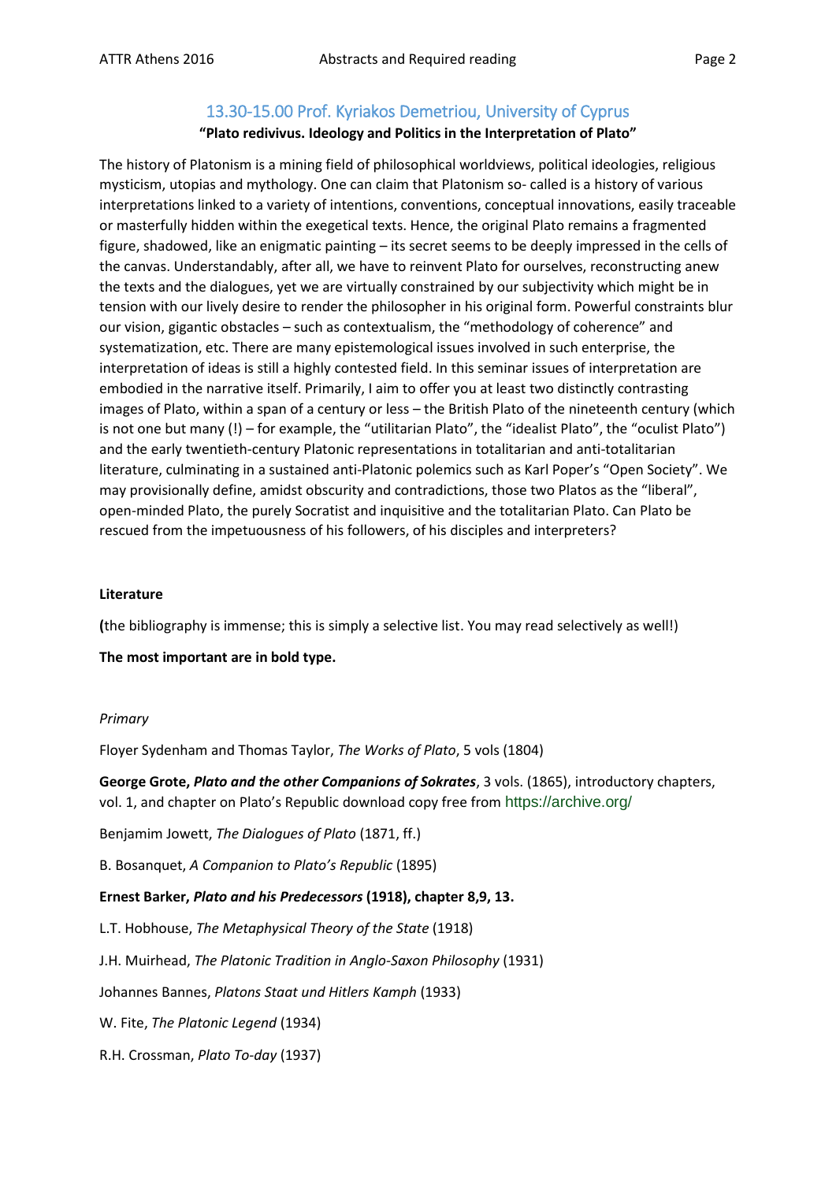## 13.30-15.00 Prof. Kyriakos Demetriou, University of Cyprus

**"Plato redivivus. Ideology and Politics in the Interpretation of Plato"**

The history of Platonism is a mining field of philosophical worldviews, political ideologies, religious mysticism, utopias and mythology. One can claim that Platonism so- called is a history of various interpretations linked to a variety of intentions, conventions, conceptual innovations, easily traceable or masterfully hidden within the exegetical texts. Hence, the original Plato remains a fragmented figure, shadowed, like an enigmatic painting – its secret seems to be deeply impressed in the cells of the canvas. Understandably, after all, we have to reinvent Plato for ourselves, reconstructing anew the texts and the dialogues, yet we are virtually constrained by our subjectivity which might be in tension with our lively desire to render the philosopher in his original form. Powerful constraints blur our vision, gigantic obstacles – such as contextualism, the "methodology of coherence" and systematization, etc. There are many epistemological issues involved in such enterprise, the interpretation of ideas is still a highly contested field. In this seminar issues of interpretation are embodied in the narrative itself. Primarily, I aim to offer you at least two distinctly contrasting images of Plato, within a span of a century or less – the British Plato of the nineteenth century (which is not one but many (!) – for example, the "utilitarian Plato", the "idealist Plato", the "oculist Plato") and the early twentieth-century Platonic representations in totalitarian and anti-totalitarian literature, culminating in a sustained anti-Platonic polemics such as Karl Poper's "Open Society". We may provisionally define, amidst obscurity and contradictions, those two Platos as the "liberal", open-minded Plato, the purely Socratist and inquisitive and the totalitarian Plato. Can Plato be rescued from the impetuousness of his followers, of his disciples and interpreters?

**Literature**

**(**the bibliography is immense; this is simply a selective list. You may read selectively as well!)

**The most important are in bold type.**

*Primary*

Floyer Sydenham and Thomas Taylor, *The Works of Plato*, 5 vols (1804)

**George Grote, *Plato and the other Companions of Sokrates***, 3 vols. (1865), introductory chapters, vol. 1, and chapter on Plato's Republic download copy free from https://archive.org/

Benjamim Jowett, *The Dialogues of Plato* (1871, ff.)

B. Bosanquet, *A Companion to Plato's Republic* (1895)

**Ernest Barker, *Plato and his Predecessors* (1918), chapter 8,9, 13.**

L.T. Hobhouse, *The Metaphysical Theory of the State* (1918)

J.H. Muirhead, *The Platonic Tradition in Anglo-Saxon Philosophy* (1931)

Johannes Bannes, *Platons Staat und Hitlers Kamph* (1933)

W. Fite, *The Platonic Legend* (1934)

R.H. Crossman, *Plato To-day* (1937)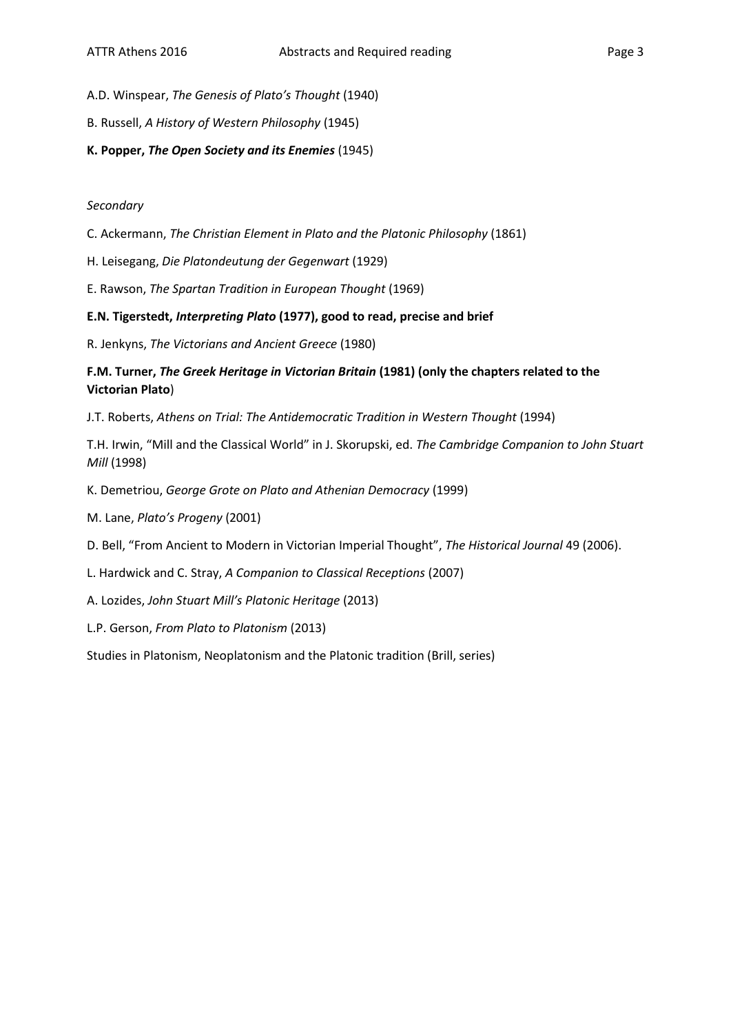A.D. Winspear, *The Genesis of Plato's Thought* (1940)

B. Russell, *A History of Western Philosophy* (1945)

**K. Popper, *The Open Society and its Enemies*** (1945)

*Secondary*

C. Ackermann, *The Christian Element in Plato and the Platonic Philosophy* (1861)

H. Leisegang, *Die Platondeutung der Gegenwart* (1929)

E. Rawson, *The Spartan Tradition in European Thought* (1969)

**E.N. Tigerstedt, *Interpreting Plato* (1977), good to read, precise and brief**

R. Jenkyns, *The Victorians and Ancient Greece* (1980)

**F.M. Turner, *The Greek Heritage in Victorian Britain* (1981) (only the chapters related to the Victorian Plato**)

J.T. Roberts, *Athens on Trial: The Antidemocratic Tradition in Western Thought* (1994)

T.H. Irwin, "Mill and the Classical World" in J. Skorupski, ed. *The Cambridge Companion to John Stuart Mill* (1998)

K. Demetriou, *George Grote on Plato and Athenian Democracy* (1999)

M. Lane, *Plato's Progeny* (2001)

D. Bell, "From Ancient to Modern in Victorian Imperial Thought", *The Historical Journal* 49 (2006).

L. Hardwick and C. Stray, *A Companion to Classical Receptions* (2007)

A. Lozides, *John Stuart Mill's Platonic Heritage* (2013)

L.P. Gerson, *From Plato to Platonism* (2013)

Studies in Platonism, Neoplatonism and the Platonic tradition (Brill, series)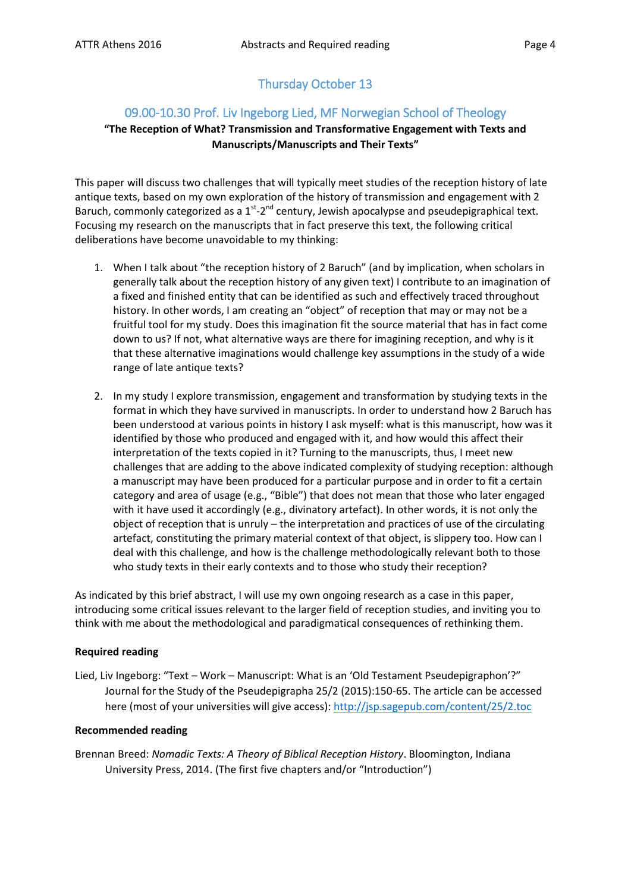## Thursday October 13

### 09.00-10.30 Prof. Liv Ingeborg Lied, MF Norwegian School of Theology

**"The Reception of What? Transmission and Transformative Engagement with Texts and Manuscripts/Manuscripts and Their Texts"**

This paper will discuss two challenges that will typically meet studies of the reception history of late antique texts, based on my own exploration of the history of transmission and engagement with 2 Baruch, commonly categorized as a 1st-2nd century, Jewish apocalypse and pseudepigraphical text. Focusing my research on the manuscripts that in fact preserve this text, the following critical deliberations have become unavoidable to my thinking:

1. When I talk about "the reception history of 2 Baruch" (and by implication, when scholars in generally talk about the reception history of any given text) I contribute to an imagination of a fixed and finished entity that can be identified as such and effectively traced throughout history. In other words, I am creating an "object" of reception that may or may not be a fruitful tool for my study. Does this imagination fit the source material that has in fact come down to us? If not, what alternative ways are there for imagining reception, and why is it that these alternative imaginations would challenge key assumptions in the study of a wide range of late antique texts?

2. In my study I explore transmission, engagement and transformation by studying texts in the format in which they have survived in manuscripts. In order to understand how 2 Baruch has been understood at various points in history I ask myself: what is this manuscript, how was it identified by those who produced and engaged with it, and how would this affect their interpretation of the texts copied in it? Turning to the manuscripts, thus, I meet new challenges that are adding to the above indicated complexity of studying reception: although a manuscript may have been produced for a particular purpose and in order to fit a certain category and area of usage (e.g., "Bible") that does not mean that those who later engaged with it have used it accordingly (e.g., divinatory artefact). In other words, it is not only the object of reception that is unruly – the interpretation and practices of use of the circulating artefact, constituting the primary material context of that object, is slippery too. How can I deal with this challenge, and how is the challenge methodologically relevant both to those who study texts in their early contexts and to those who study their reception?

As indicated by this brief abstract, I will use my own ongoing research as a case in this paper, introducing some critical issues relevant to the larger field of reception studies, and inviting you to think with me about the methodological and paradigmatical consequences of rethinking them.

**Required reading**

Lied, Liv Ingeborg: "Text – Work – Manuscript: What is an 'Old Testament Pseudepigraphon'?" Journal for the Study of the Pseudepigrapha 25/2 (2015):150-65. The article can be accessed here (most of your universities will give access): http://jsp.sagepub.com/content/25/2.toc

**Recommended reading**

Brennan Breed: *Nomadic Texts: A Theory of Biblical Reception History*. Bloomington, Indiana University Press, 2014. (The first five chapters and/or "Introduction")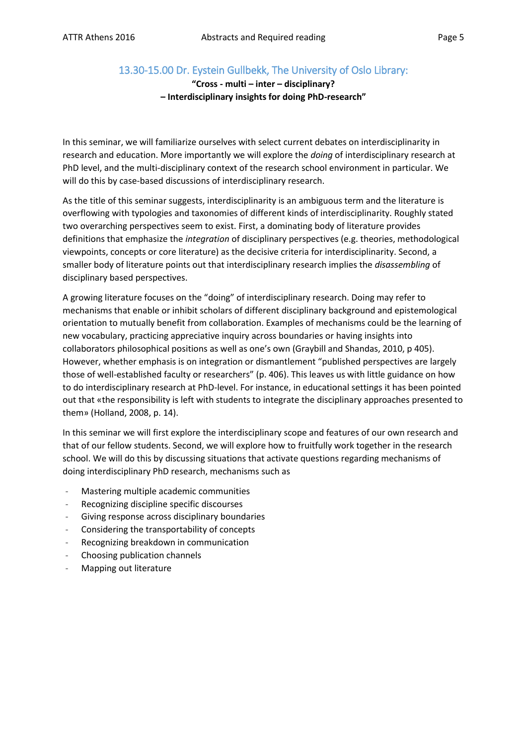## 13.30-15.00 Dr. Eystein Gullbekk, The University of Oslo Library:

**"Cross - multi – inter – disciplinary?**
**– Interdisciplinary insights for doing PhD-research"**

In this seminar, we will familiarize ourselves with select current debates on interdisciplinarity in research and education. More importantly we will explore the *doing* of interdisciplinary research at PhD level, and the multi-disciplinary context of the research school environment in particular. We will do this by case-based discussions of interdisciplinary research.

As the title of this seminar suggests, interdisciplinarity is an ambiguous term and the literature is overflowing with typologies and taxonomies of different kinds of interdisciplinarity. Roughly stated two overarching perspectives seem to exist. First, a dominating body of literature provides definitions that emphasize the *integration* of disciplinary perspectives (e.g. theories, methodological viewpoints, concepts or core literature) as the decisive criteria for interdisciplinarity. Second, a smaller body of literature points out that interdisciplinary research implies the *disassembling* of disciplinary based perspectives.

A growing literature focuses on the "doing" of interdisciplinary research. Doing may refer to mechanisms that enable or inhibit scholars of different disciplinary background and epistemological orientation to mutually benefit from collaboration. Examples of mechanisms could be the learning of new vocabulary, practicing appreciative inquiry across boundaries or having insights into collaborators philosophical positions as well as one's own (Graybill and Shandas, 2010, p 405). However, whether emphasis is on integration or dismantlement "published perspectives are largely those of well-established faculty or researchers" (p. 406). This leaves us with little guidance on how to do interdisciplinary research at PhD-level. For instance, in educational settings it has been pointed out that «the responsibility is left with students to integrate the disciplinary approaches presented to them» (Holland, 2008, p. 14).

In this seminar we will first explore the interdisciplinary scope and features of our own research and that of our fellow students. Second, we will explore how to fruitfully work together in the research school. We will do this by discussing situations that activate questions regarding mechanisms of doing interdisciplinary PhD research, mechanisms such as

- Mastering multiple academic communities
- Recognizing discipline specific discourses
- Giving response across disciplinary boundaries
- Considering the transportability of concepts
- Recognizing breakdown in communication
- Choosing publication channels
- Mapping out literature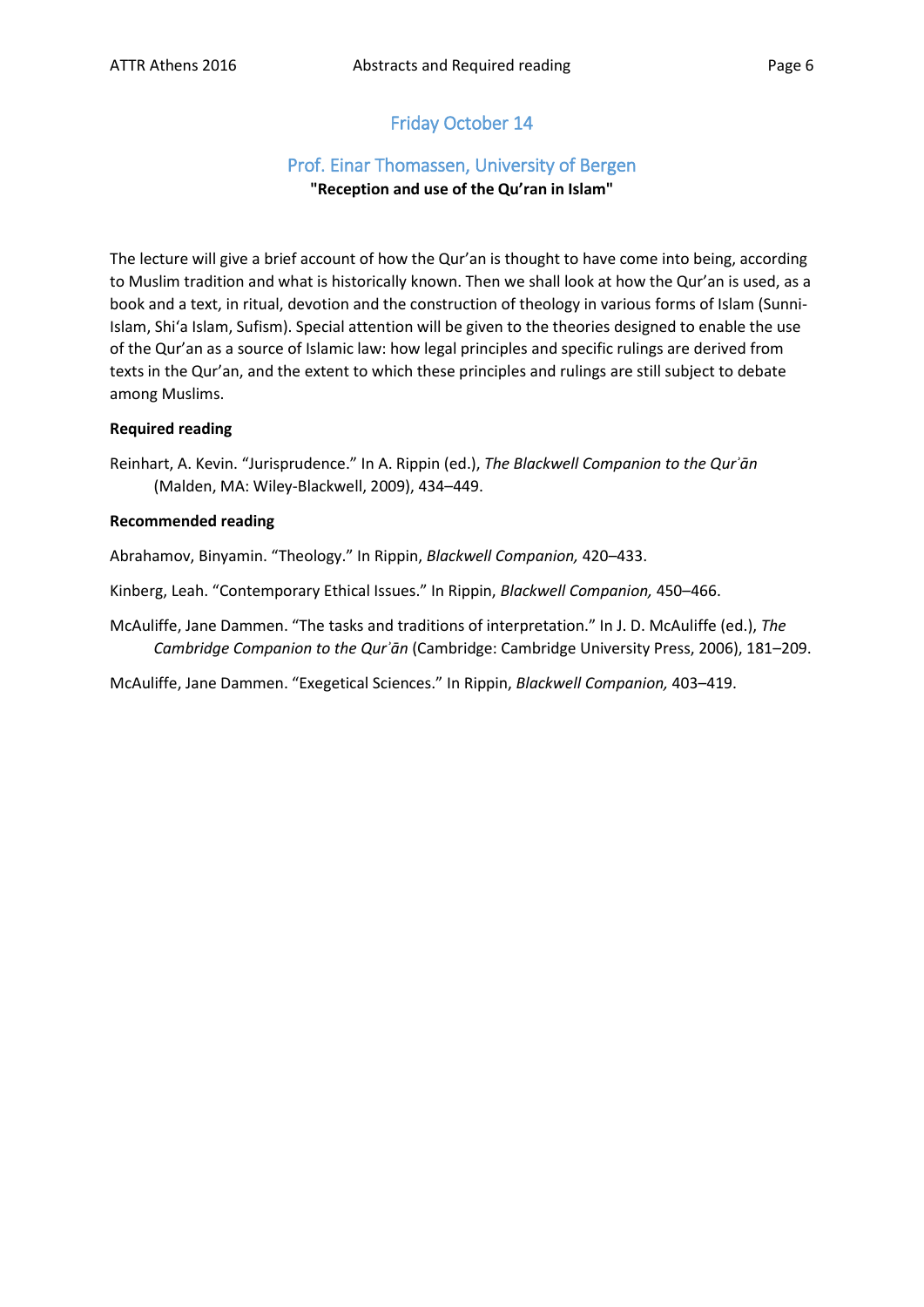## Friday October 14

### Prof. Einar Thomassen, University of Bergen

**"Reception and use of the Qu'ran in Islam"**

The lecture will give a brief account of how the Qur'an is thought to have come into being, according to Muslim tradition and what is historically known. Then we shall look at how the Qur'an is used, as a book and a text, in ritual, devotion and the construction of theology in various forms of Islam (Sunni-Islam, Shi'a Islam, Sufism). Special attention will be given to the theories designed to enable the use of the Qur'an as a source of Islamic law: how legal principles and specific rulings are derived from texts in the Qur'an, and the extent to which these principles and rulings are still subject to debate among Muslims.

**Required reading**

Reinhart, A. Kevin. "Jurisprudence." In A. Rippin (ed.), *The Blackwell Companion to the Qurʾān* (Malden, MA: Wiley-Blackwell, 2009), 434–449.

**Recommended reading**

Abrahamov, Binyamin. "Theology." In Rippin, *Blackwell Companion,* 420–433.

Kinberg, Leah. "Contemporary Ethical Issues." In Rippin, *Blackwell Companion,* 450–466.

McAuliffe, Jane Dammen. "The tasks and traditions of interpretation." In J. D. McAuliffe (ed.), *The Cambridge Companion to the Qurʾān* (Cambridge: Cambridge University Press, 2006), 181–209.

McAuliffe, Jane Dammen. "Exegetical Sciences." In Rippin, *Blackwell Companion,* 403–419.